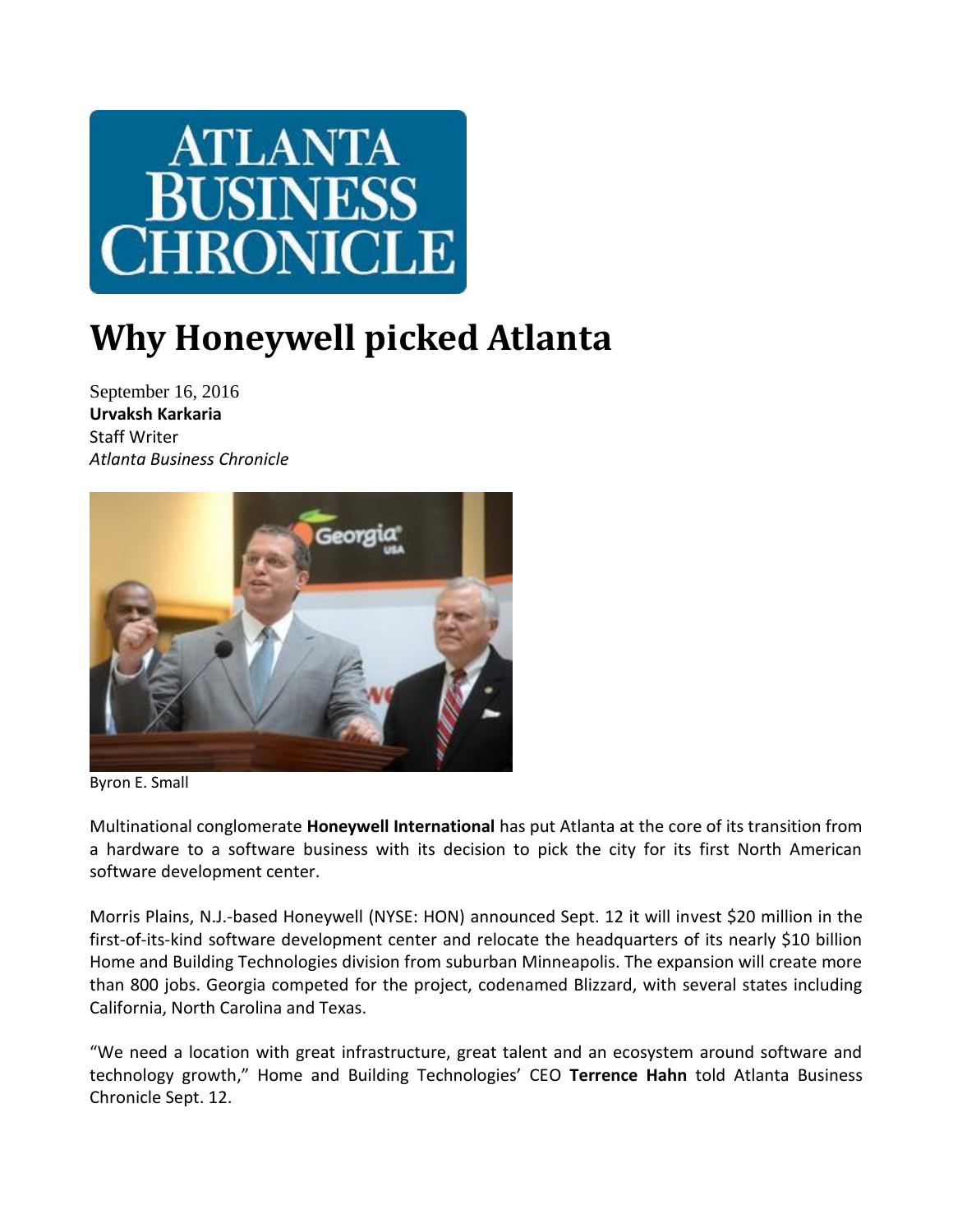# Why Honeywell picked Atlanta

September 16, 2016
**Urvaksh Karkaria**
Staff Writer
*Atlanta Business Chronicle*

Byron E. Small

Multinational conglomerate **Honeywell International** has put Atlanta at the core of its transition from a hardware to a software business with its decision to pick the city for its first North American software development center.

Morris Plains, N.J.-based Honeywell (NYSE: HON) announced Sept. 12 it will invest $20 million in the first-of-its-kind software development center and relocate the headquarters of its nearly $10 billion Home and Building Technologies division from suburban Minneapolis. The expansion will create more than 800 jobs. Georgia competed for the project, codenamed Blizzard, with several states including California, North Carolina and Texas.

"We need a location with great infrastructure, great talent and an ecosystem around software and technology growth," Home and Building Technologies' CEO **Terrence Hahn** told Atlanta Business Chronicle Sept. 12.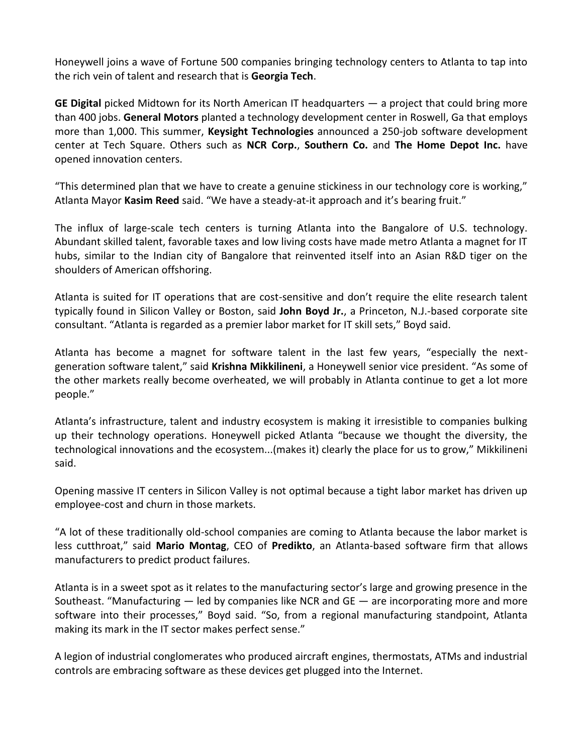Honeywell joins a wave of Fortune 500 companies bringing technology centers to Atlanta to tap into the rich vein of talent and research that is **Georgia Tech**.

**GE Digital** picked Midtown for its North American IT headquarters — a project that could bring more than 400 jobs. **General Motors** planted a technology development center in Roswell, Ga that employs more than 1,000. This summer, **Keysight Technologies** announced a 250-job software development center at Tech Square. Others such as **NCR Corp.**, **Southern Co.** and **The Home Depot Inc.** have opened innovation centers.

"This determined plan that we have to create a genuine stickiness in our technology core is working," Atlanta Mayor **Kasim Reed** said. "We have a steady-at-it approach and it's bearing fruit."

The influx of large-scale tech centers is turning Atlanta into the Bangalore of U.S. technology. Abundant skilled talent, favorable taxes and low living costs have made metro Atlanta a magnet for IT hubs, similar to the Indian city of Bangalore that reinvented itself into an Asian R&D tiger on the shoulders of American offshoring.

Atlanta is suited for IT operations that are cost-sensitive and don't require the elite research talent typically found in Silicon Valley or Boston, said **John Boyd Jr.**, a Princeton, N.J.-based corporate site consultant. "Atlanta is regarded as a premier labor market for IT skill sets," Boyd said.

Atlanta has become a magnet for software talent in the last few years, "especially the next-generation software talent," said **Krishna Mikkilineni**, a Honeywell senior vice president. "As some of the other markets really become overheated, we will probably in Atlanta continue to get a lot more people."

Atlanta's infrastructure, talent and industry ecosystem is making it irresistible to companies bulking up their technology operations. Honeywell picked Atlanta "because we thought the diversity, the technological innovations and the ecosystem...(makes it) clearly the place for us to grow," Mikkilineni said.

Opening massive IT centers in Silicon Valley is not optimal because a tight labor market has driven up employee-cost and churn in those markets.

"A lot of these traditionally old-school companies are coming to Atlanta because the labor market is less cutthroat," said **Mario Montag**, CEO of **Predikto**, an Atlanta-based software firm that allows manufacturers to predict product failures.

Atlanta is in a sweet spot as it relates to the manufacturing sector's large and growing presence in the Southeast. "Manufacturing — led by companies like NCR and GE — are incorporating more and more software into their processes," Boyd said. "So, from a regional manufacturing standpoint, Atlanta making its mark in the IT sector makes perfect sense."

A legion of industrial conglomerates who produced aircraft engines, thermostats, ATMs and industrial controls are embracing software as these devices get plugged into the Internet.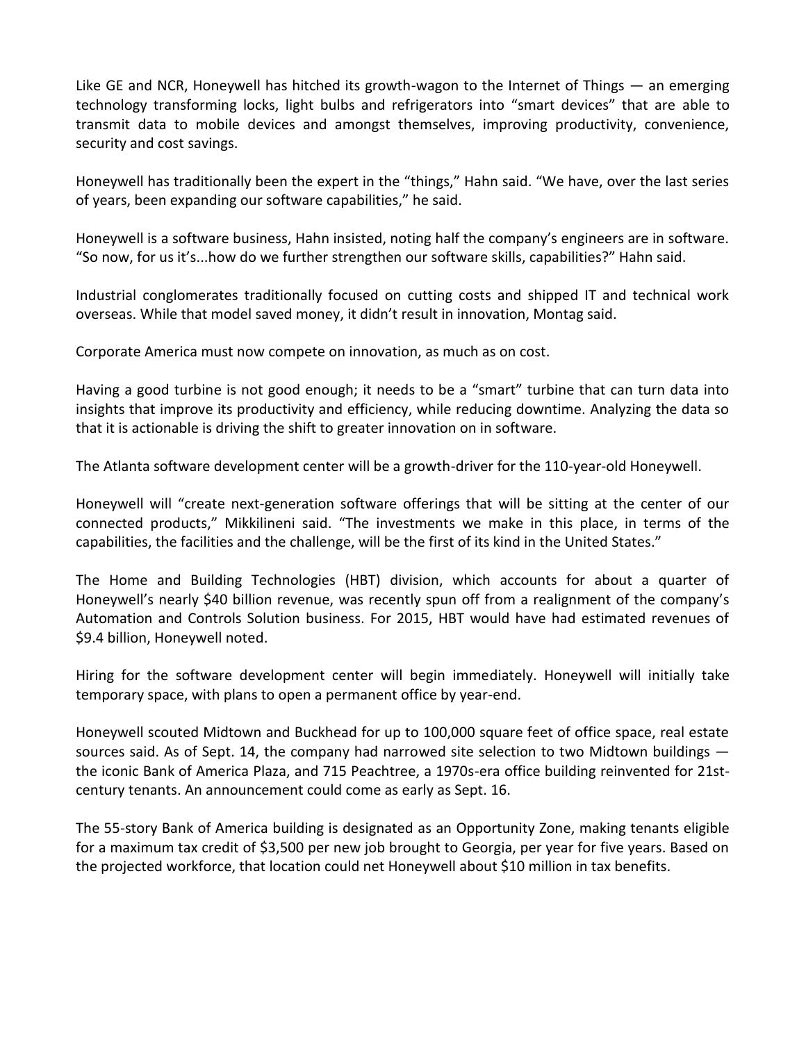Like GE and NCR, Honeywell has hitched its growth-wagon to the Internet of Things — an emerging technology transforming locks, light bulbs and refrigerators into "smart devices" that are able to transmit data to mobile devices and amongst themselves, improving productivity, convenience, security and cost savings.

Honeywell has traditionally been the expert in the "things," Hahn said. "We have, over the last series of years, been expanding our software capabilities," he said.

Honeywell is a software business, Hahn insisted, noting half the company's engineers are in software. "So now, for us it's...how do we further strengthen our software skills, capabilities?" Hahn said.

Industrial conglomerates traditionally focused on cutting costs and shipped IT and technical work overseas. While that model saved money, it didn't result in innovation, Montag said.

Corporate America must now compete on innovation, as much as on cost.

Having a good turbine is not good enough; it needs to be a "smart" turbine that can turn data into insights that improve its productivity and efficiency, while reducing downtime. Analyzing the data so that it is actionable is driving the shift to greater innovation on in software.

The Atlanta software development center will be a growth-driver for the 110-year-old Honeywell.

Honeywell will "create next-generation software offerings that will be sitting at the center of our connected products," Mikkilineni said. "The investments we make in this place, in terms of the capabilities, the facilities and the challenge, will be the first of its kind in the United States."

The Home and Building Technologies (HBT) division, which accounts for about a quarter of Honeywell's nearly $40 billion revenue, was recently spun off from a realignment of the company's Automation and Controls Solution business. For 2015, HBT would have had estimated revenues of $9.4 billion, Honeywell noted.

Hiring for the software development center will begin immediately. Honeywell will initially take temporary space, with plans to open a permanent office by year-end.

Honeywell scouted Midtown and Buckhead for up to 100,000 square feet of office space, real estate sources said. As of Sept. 14, the company had narrowed site selection to two Midtown buildings — the iconic Bank of America Plaza, and 715 Peachtree, a 1970s-era office building reinvented for 21st-century tenants. An announcement could come as early as Sept. 16.

The 55-story Bank of America building is designated as an Opportunity Zone, making tenants eligible for a maximum tax credit of $3,500 per new job brought to Georgia, per year for five years. Based on the projected workforce, that location could net Honeywell about $10 million in tax benefits.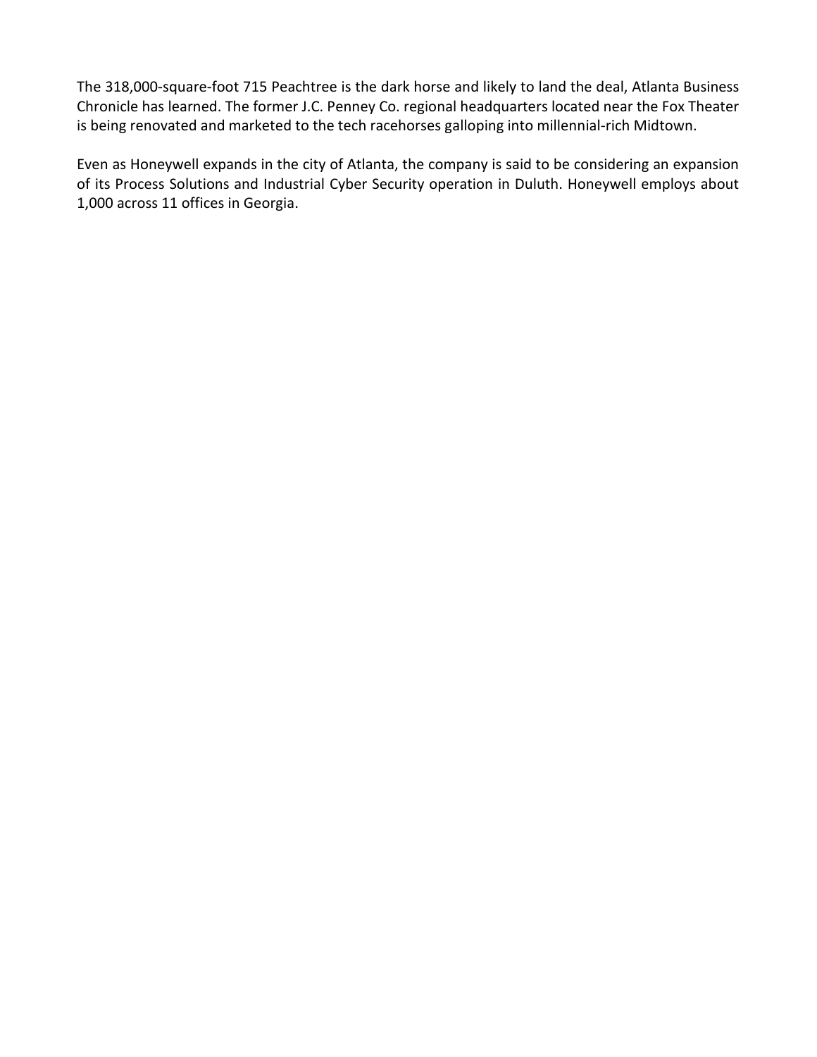The 318,000-square-foot 715 Peachtree is the dark horse and likely to land the deal, Atlanta Business Chronicle has learned. The former J.C. Penney Co. regional headquarters located near the Fox Theater is being renovated and marketed to the tech racehorses galloping into millennial-rich Midtown.

Even as Honeywell expands in the city of Atlanta, the company is said to be considering an expansion of its Process Solutions and Industrial Cyber Security operation in Duluth. Honeywell employs about 1,000 across 11 offices in Georgia.